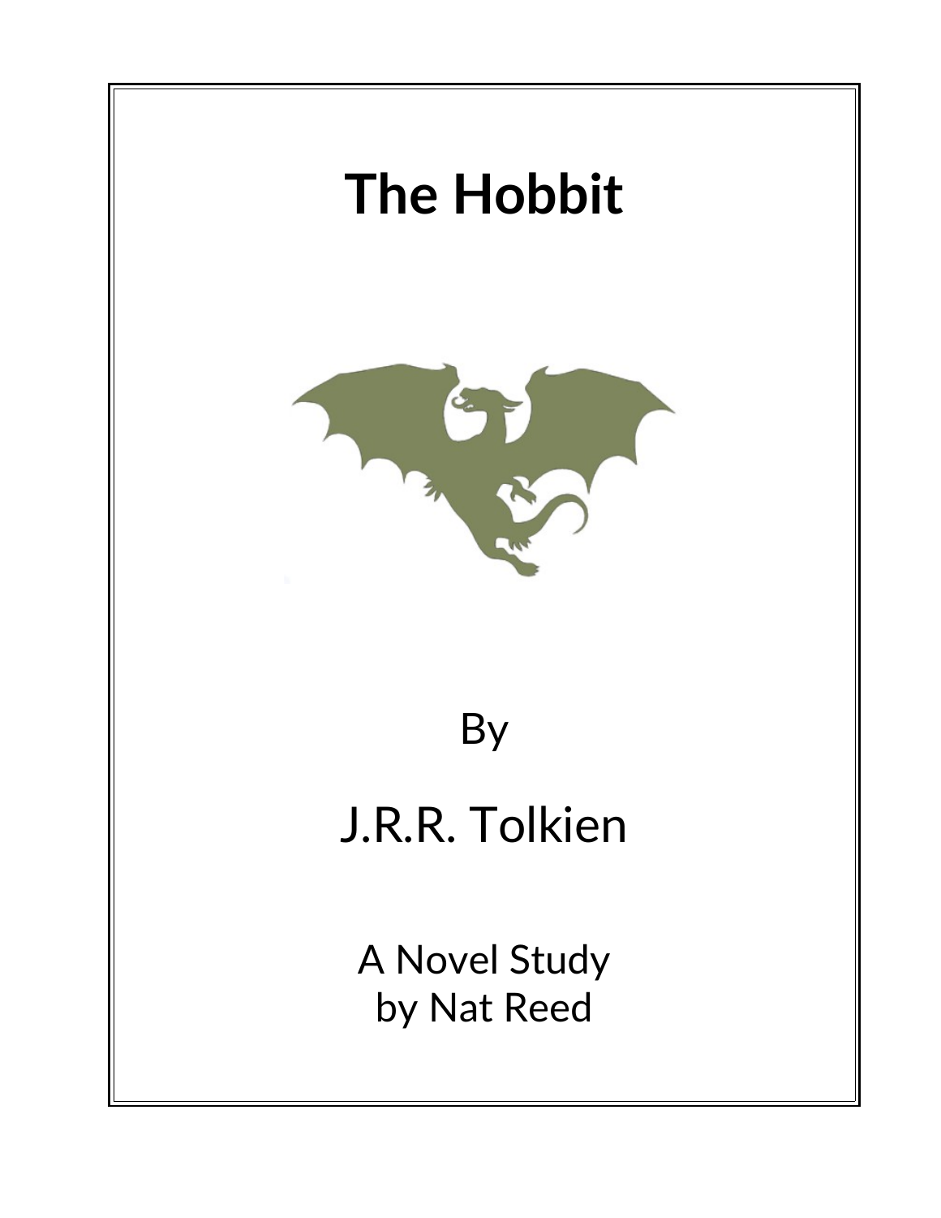# The Hobbit

By

J.R.R. Tolkien

A Novel Study
by Nat Reed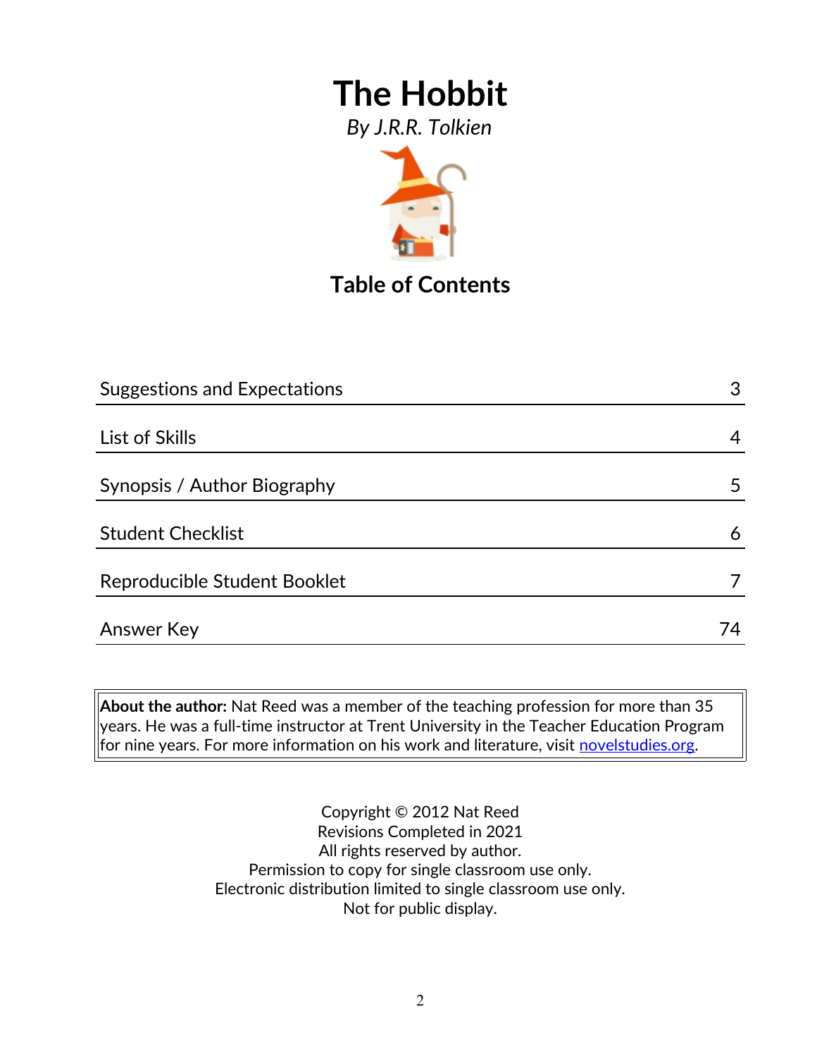# The Hobbit

*By J.R.R. Tolkien*

## Table of Contents

| | |
|---|---|
| Suggestions and Expectations | 3 |
| List of Skills | 4 |
| Synopsis / Author Biography | 5 |
| Student Checklist | 6 |
| Reproducible Student Booklet | 7 |
| Answer Key | 74 |

**About the author:** Nat Reed was a member of the teaching profession for more than 35 years. He was a full-time instructor at Trent University in the Teacher Education Program for nine years. For more information on his work and literature, visit novelstudies.org.

Copyright © 2012 Nat Reed
Revisions Completed in 2021
All rights reserved by author.
Permission to copy for single classroom use only.
Electronic distribution limited to single classroom use only.
Not for public display.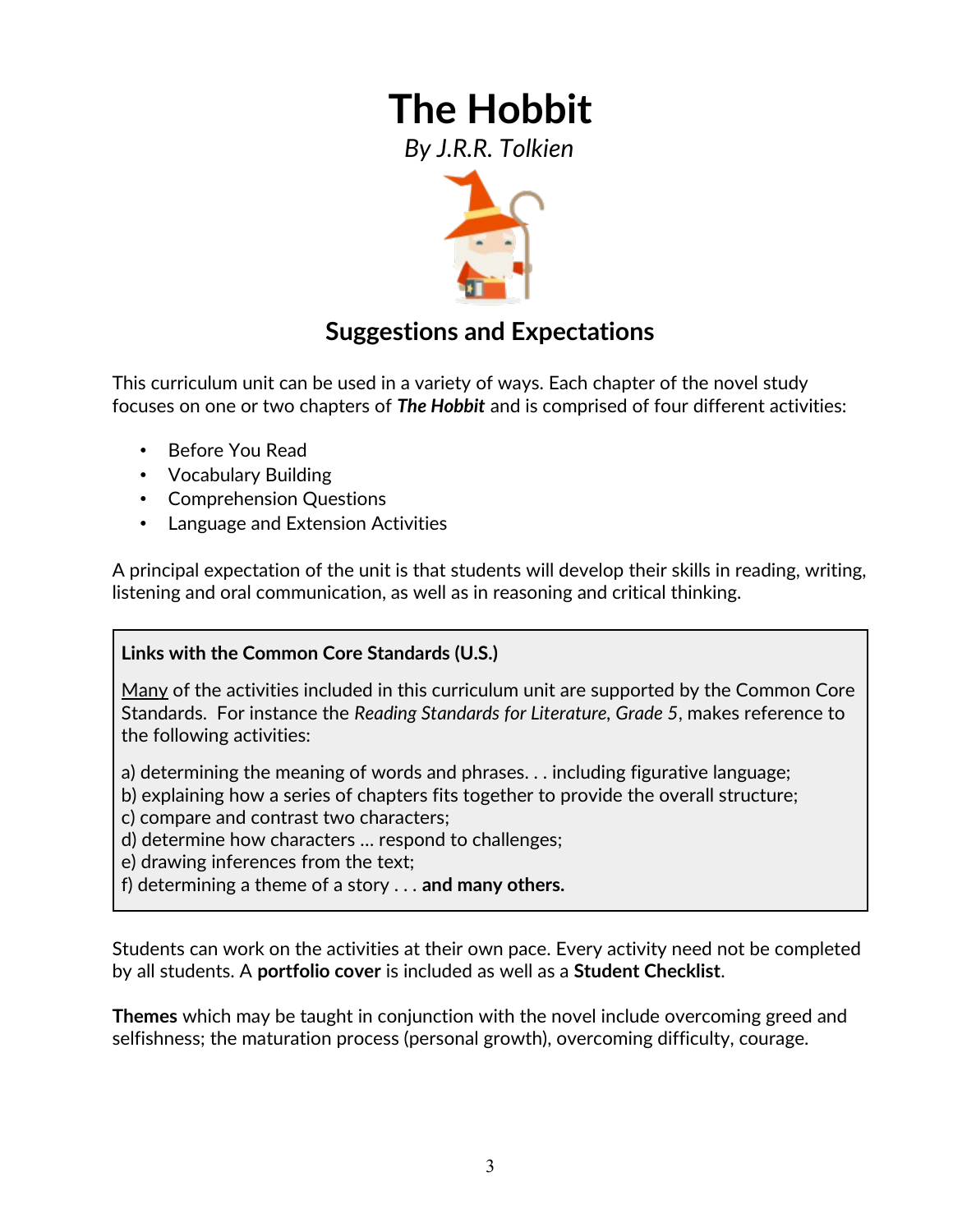# The Hobbit

*By J.R.R. Tolkien*

## Suggestions and Expectations

This curriculum unit can be used in a variety of ways. Each chapter of the novel study focuses on one or two chapters of ***The Hobbit*** and is comprised of four different activities:

- Before You Read
- Vocabulary Building
- Comprehension Questions
- Language and Extension Activities

A principal expectation of the unit is that students will develop their skills in reading, writing, listening and oral communication, as well as in reasoning and critical thinking.

**Links with the Common Core Standards (U.S.)**

<u>Many</u> of the activities included in this curriculum unit are supported by the Common Core Standards. For instance the *Reading Standards for Literature, Grade 5*, makes reference to the following activities:

a) determining the meaning of words and phrases. . . including figurative language;
b) explaining how a series of chapters fits together to provide the overall structure;
c) compare and contrast two characters;
d) determine how characters … respond to challenges;
e) drawing inferences from the text;
f) determining a theme of a story . . . **and many others.**

Students can work on the activities at their own pace. Every activity need not be completed by all students. A **portfolio cover** is included as well as a **Student Checklist**.

**Themes** which may be taught in conjunction with the novel include overcoming greed and selfishness; the maturation process (personal growth), overcoming difficulty, courage.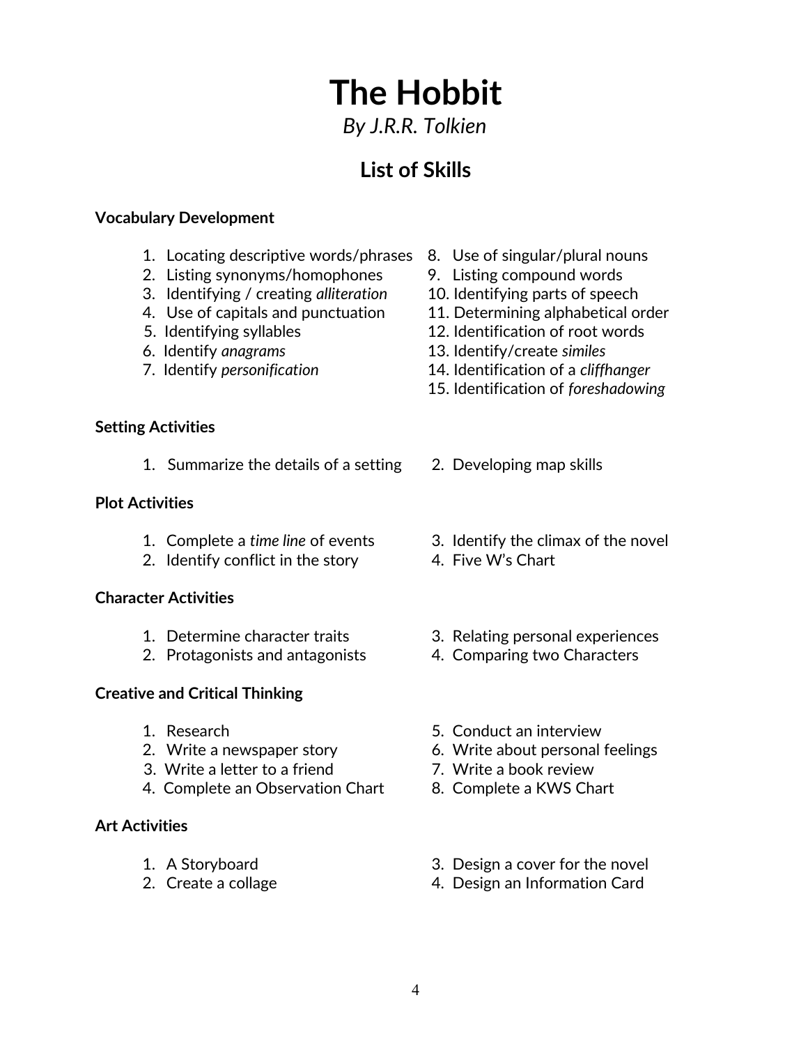# The Hobbit

*By J.R.R. Tolkien*

## List of Skills

**Vocabulary Development**

1. Locating descriptive words/phrases
2. Listing synonyms/homophones
3. Identifying / creating *alliteration*
4. Use of capitals and punctuation
5. Identifying syllables
6. Identify *anagrams*
7. Identify *personification*
8. Use of singular/plural nouns
9. Listing compound words
10. Identifying parts of speech
11. Determining alphabetical order
12. Identification of root words
13. Identify/create *similes*
14. Identification of a *cliffhanger*
15. Identification of *foreshadowing*

**Setting Activities**

1. Summarize the details of a setting
2. Developing map skills

**Plot Activities**

1. Complete a *time line* of events
2. Identify conflict in the story
3. Identify the climax of the novel
4. Five W's Chart

**Character Activities**

1. Determine character traits
2. Protagonists and antagonists
3. Relating personal experiences
4. Comparing two Characters

**Creative and Critical Thinking**

1. Research
2. Write a newspaper story
3. Write a letter to a friend
4. Complete an Observation Chart
5. Conduct an interview
6. Write about personal feelings
7. Write a book review
8. Complete a KWS Chart

**Art Activities**

1. A Storyboard
2. Create a collage
3. Design a cover for the novel
4. Design an Information Card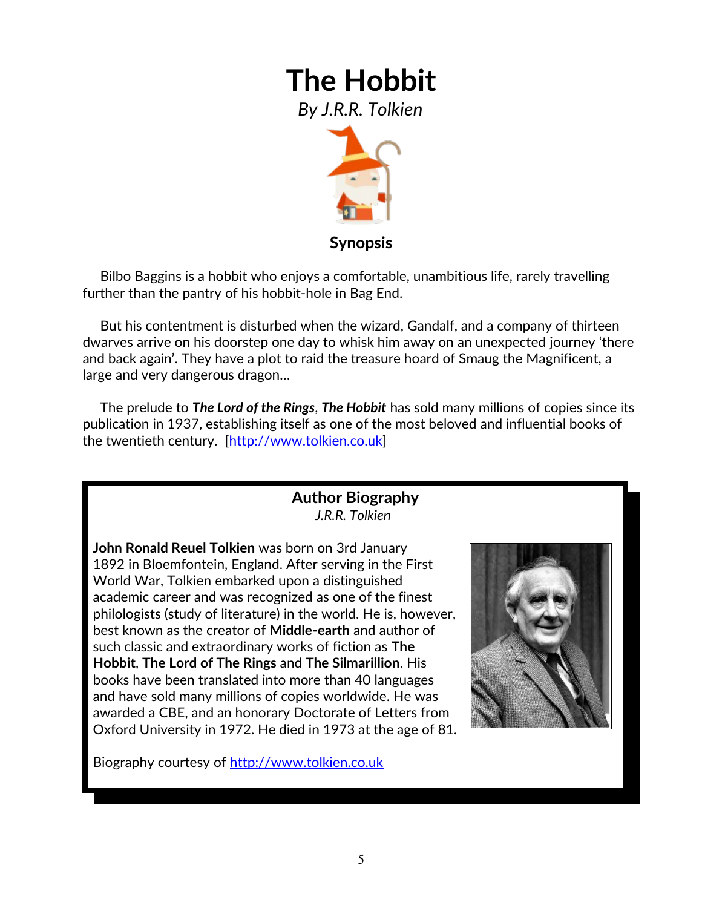# The Hobbit

*By J.R.R. Tolkien*

## Synopsis

Bilbo Baggins is a hobbit who enjoys a comfortable, unambitious life, rarely travelling further than the pantry of his hobbit-hole in Bag End.

But his contentment is disturbed when the wizard, Gandalf, and a company of thirteen dwarves arrive on his doorstep one day to whisk him away on an unexpected journey 'there and back again'. They have a plot to raid the treasure hoard of Smaug the Magnificent, a large and very dangerous dragon…

The prelude to ***The Lord of the Rings***, ***The Hobbit*** has sold many millions of copies since its publication in 1937, establishing itself as one of the most beloved and influential books of the twentieth century. [http://www.tolkien.co.uk]

## Author Biography

*J.R.R. Tolkien*

**John Ronald Reuel Tolkien** was born on 3rd January 1892 in Bloemfontein, England. After serving in the First World War, Tolkien embarked upon a distinguished academic career and was recognized as one of the finest philologists (study of literature) in the world. He is, however, best known as the creator of **Middle-earth** and author of such classic and extraordinary works of fiction as **The Hobbit**, **The Lord of The Rings** and **The Silmarillion**. His books have been translated into more than 40 languages and have sold many millions of copies worldwide. He was awarded a CBE, and an honorary Doctorate of Letters from Oxford University in 1972. He died in 1973 at the age of 81.

Biography courtesy of http://www.tolkien.co.uk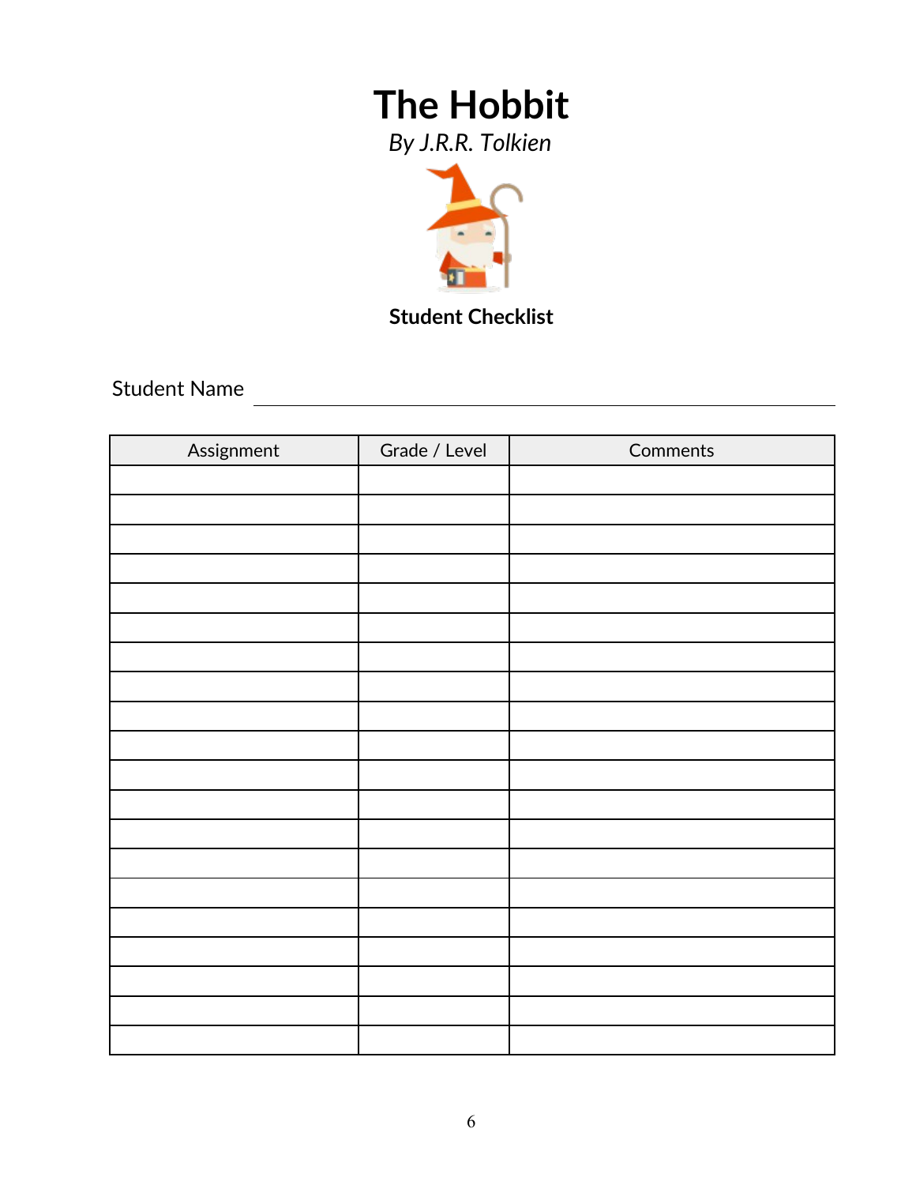# The Hobbit

*By J.R.R. Tolkien*

**Student Checklist**

Student Name ______________________________

| Assignment | Grade / Level | Comments |
|---|---|---|
| | | |
| | | |
| | | |
| | | |
| | | |
| | | |
| | | |
| | | |
| | | |
| | | |
| | | |
| | | |
| | | |
| | | |
| | | |
| | | |
| | | |
| | | |
| | | |
| | | |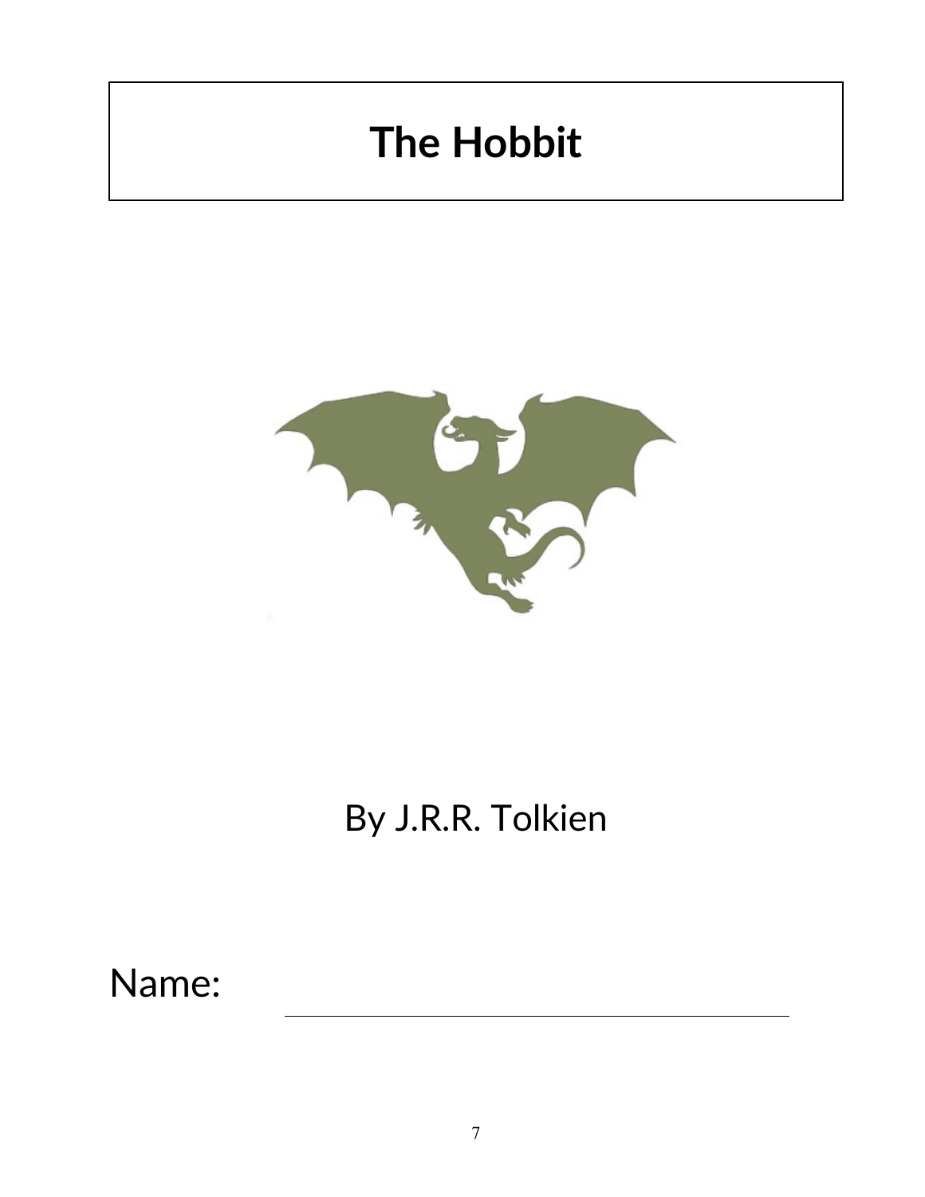# The Hobbit

By J.R.R. Tolkien

Name: ______________________________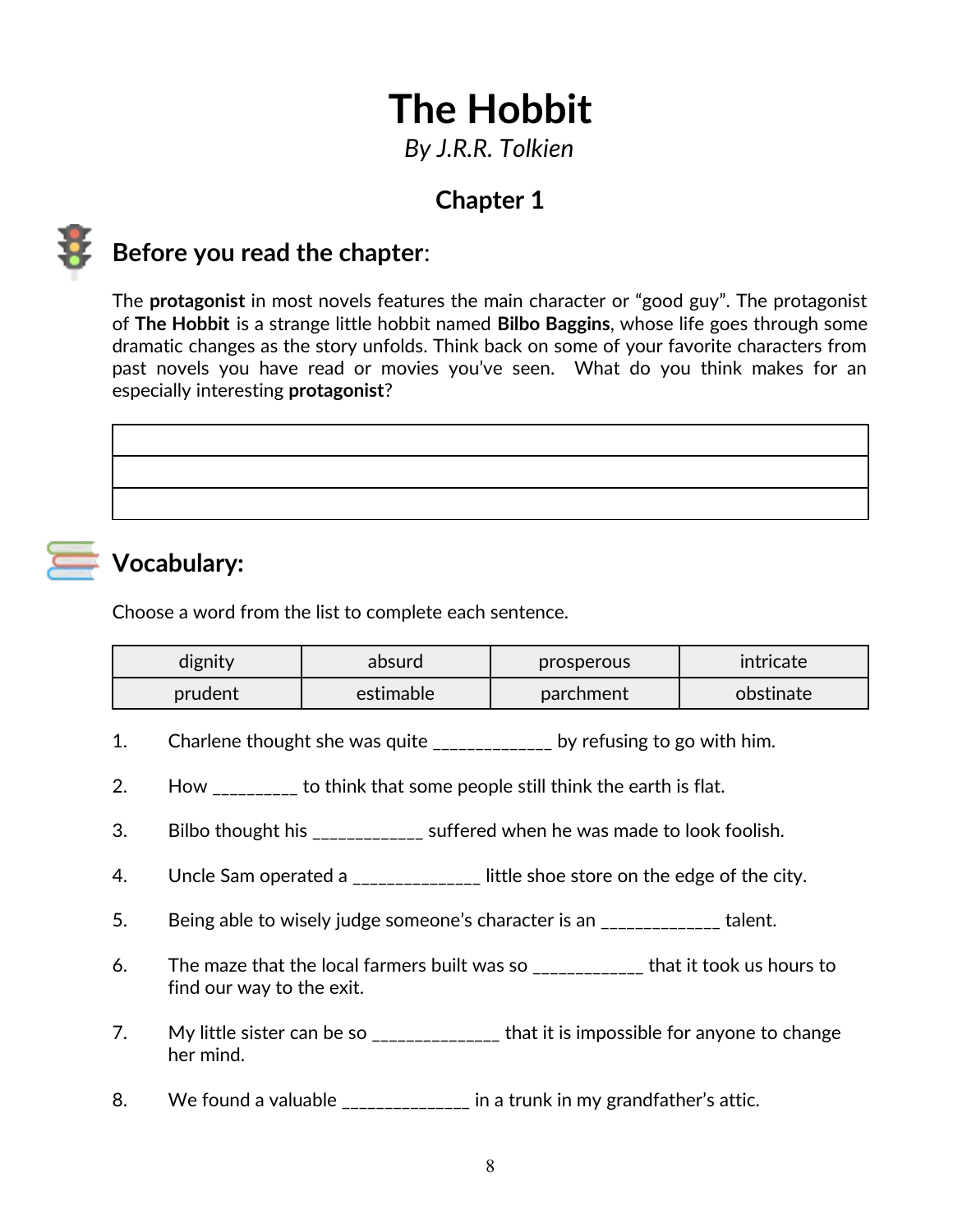# The Hobbit

*By J.R.R. Tolkien*

## Chapter 1

## Before you read the chapter:

The **protagonist** in most novels features the main character or "good guy". The protagonist of **The Hobbit** is a strange little hobbit named **Bilbo Baggins**, whose life goes through some dramatic changes as the story unfolds. Think back on some of your favorite characters from past novels you have read or movies you've seen. What do you think makes for an especially interesting **protagonist**?

| |
|---|
| |
| |

## Vocabulary:

Choose a word from the list to complete each sentence.

| | | | |
|---|---|---|---|
| dignity | absurd | prosperous | intricate |
| prudent | estimable | parchment | obstinate |

1. Charlene thought she was quite _____________ by refusing to go with him.

2. How _________ to think that some people still think the earth is flat.

3. Bilbo thought his ____________ suffered when he was made to look foolish.

4. Uncle Sam operated a ______________ little shoe store on the edge of the city.

5. Being able to wisely judge someone's character is an _____________ talent.

6. The maze that the local farmers built was so ____________ that it took us hours to find our way to the exit.

7. My little sister can be so ______________ that it is impossible for anyone to change her mind.

8. We found a valuable ______________ in a trunk in my grandfather's attic.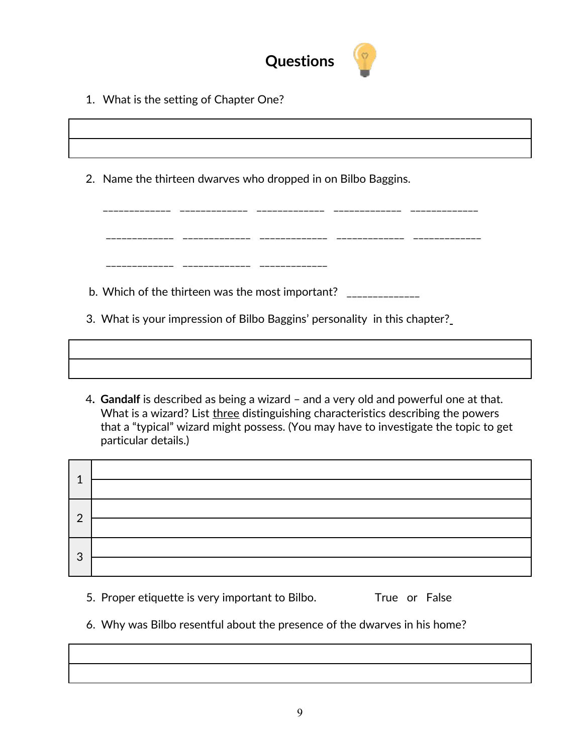# Questions

1. What is the setting of Chapter One?

| |
|---|
| |
| |

2. Name the thirteen dwarves who dropped in on Bilbo Baggins.

_____________ _____________ _____________ _____________ _____________

_____________ _____________ _____________ _____________ _____________

_____________ _____________ _____________

b. Which of the thirteen was the most important? _____________

3. What is your impression of Bilbo Baggins' personality in this chapter?

| |
|---|
| |
| |

4. **Gandalf** is described as being a wizard – and a very old and powerful one at that. What is a wizard? List <u>three</u> distinguishing characteristics describing the powers that a "typical" wizard might possess. (You may have to investigate the topic to get particular details.)

| | |
|---|---|
| 1 | |
| | |
| 2 | |
| | |
| 3 | |
| | |

5. Proper etiquette is very important to Bilbo. True or False

6. Why was Bilbo resentful about the presence of the dwarves in his home?

| |
|---|
| |
| |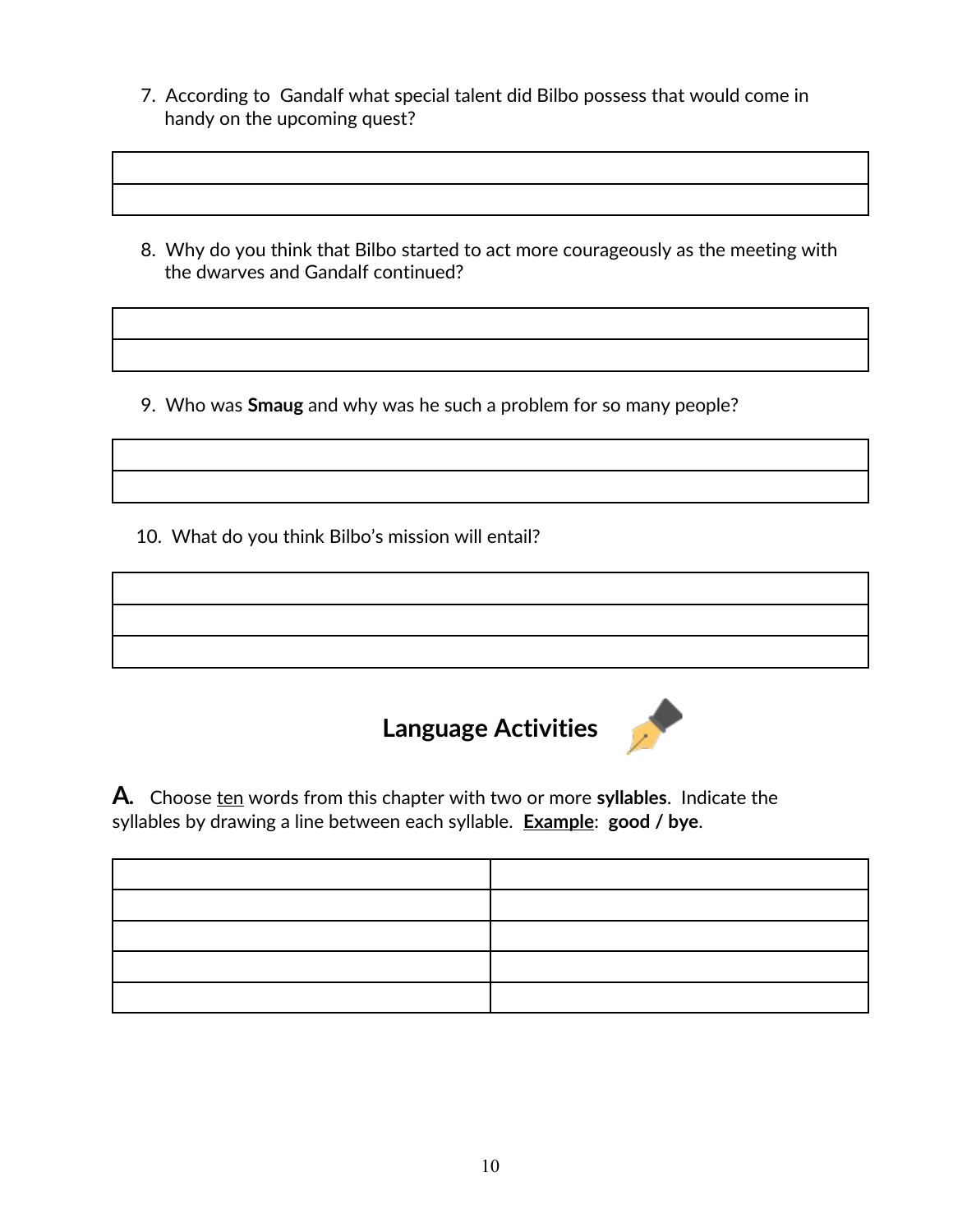7. According to Gandalf what special talent did Bilbo possess that would come in handy on the upcoming quest?

| |
|---|
| |
| |

8. Why do you think that Bilbo started to act more courageously as the meeting with the dwarves and Gandalf continued?

| |
|---|
| |
| |

9. Who was **Smaug** and why was he such a problem for so many people?

| |
|---|
| |
| |

10. What do you think Bilbo's mission will entail?

| |
|---|
| |
| |
| |

## Language Activities

**A.** Choose ten words from this chapter with two or more **syllables**. Indicate the syllables by drawing a line between each syllable. **Example**: **good / bye**.

| | |
|---|---|
| | |
| | |
| | |
| | |
| | |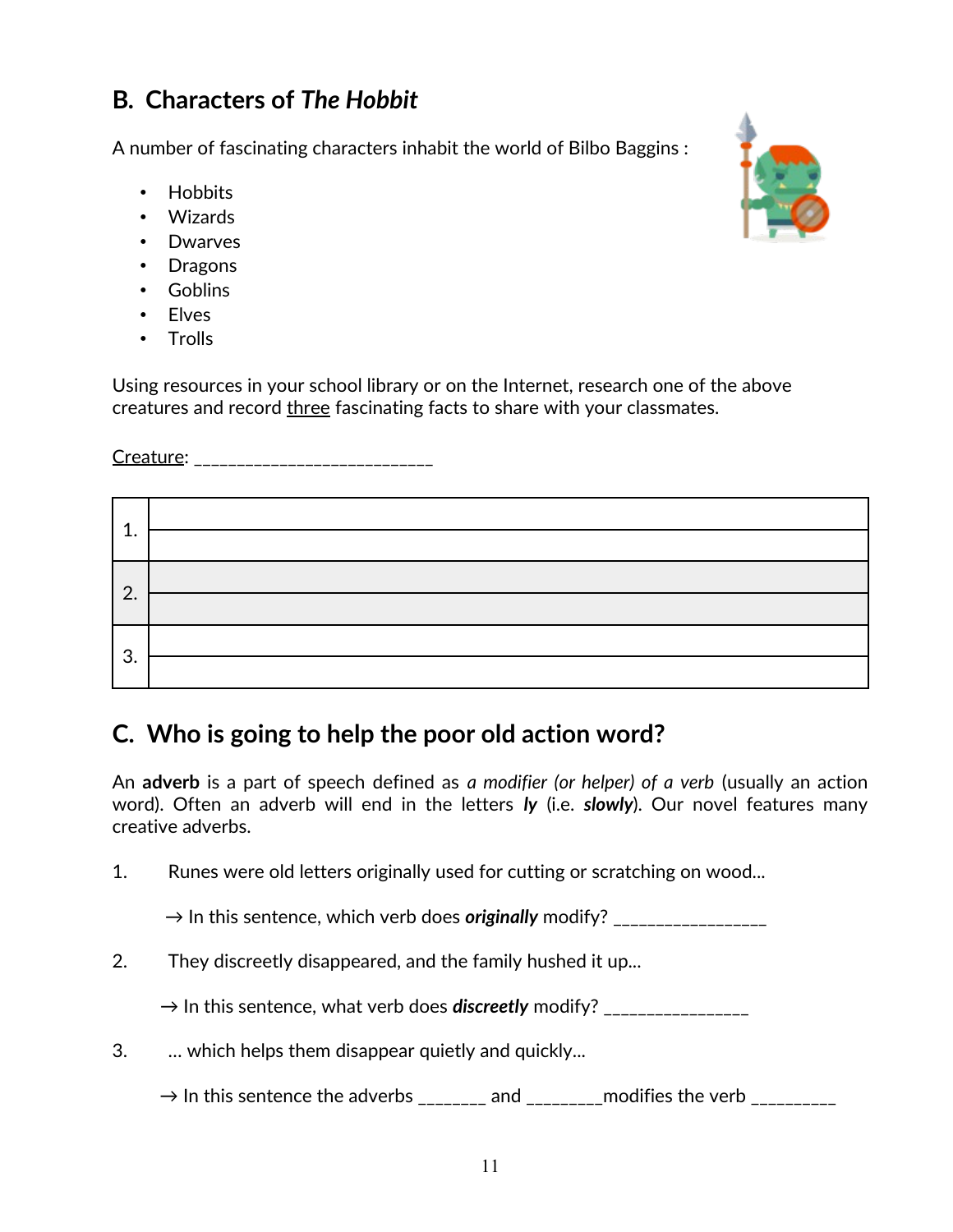## B. Characters of *The Hobbit*

A number of fascinating characters inhabit the world of Bilbo Baggins :

- Hobbits
- Wizards
- Dwarves
- Dragons
- Goblins
- Elves
- Trolls

Using resources in your school library or on the Internet, research one of the above creatures and record <u>three</u> fascinating facts to share with your classmates.

<u>Creature</u>: ___________________________

| | |
|---|---|
| 1. | |
| 2. | |
| 3. | |

## C. Who is going to help the poor old action word?

An **adverb** is a part of speech defined as *a modifier (or helper) of a verb* (usually an action word). Often an adverb will end in the letters ***ly*** (i.e. ***slowly***). Our novel features many creative adverbs.

1. Runes were old letters originally used for cutting or scratching on wood...

   → In this sentence, which verb does ***originally*** modify? _________________

2. They discreetly disappeared, and the family hushed it up...

   → In this sentence, what verb does ***discreetly*** modify? ________________

3. ... which helps them disappear quietly and quickly...

   → In this sentence the adverbs _______ and ________modifies the verb _________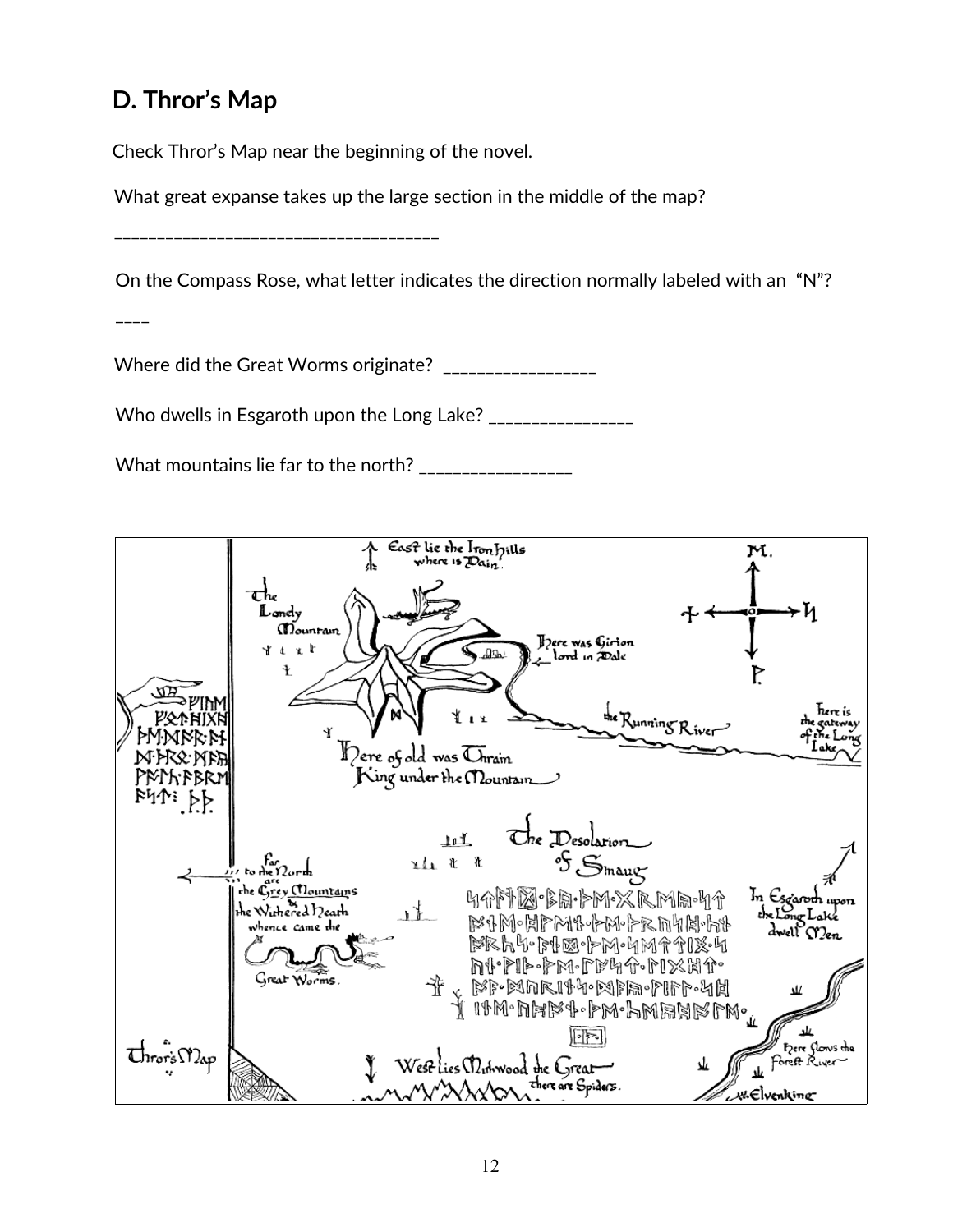## D. Thror's Map

Check Thror's Map near the beginning of the novel.

What great expanse takes up the large section in the middle of the map?

______________________________________

On the Compass Rose, what letter indicates the direction normally labeled with an "N"?

____

Where did the Great Worms originate? _________________

Who dwells in Esgaroth upon the Long Lake? ________________

What mountains lie far to the north? _________________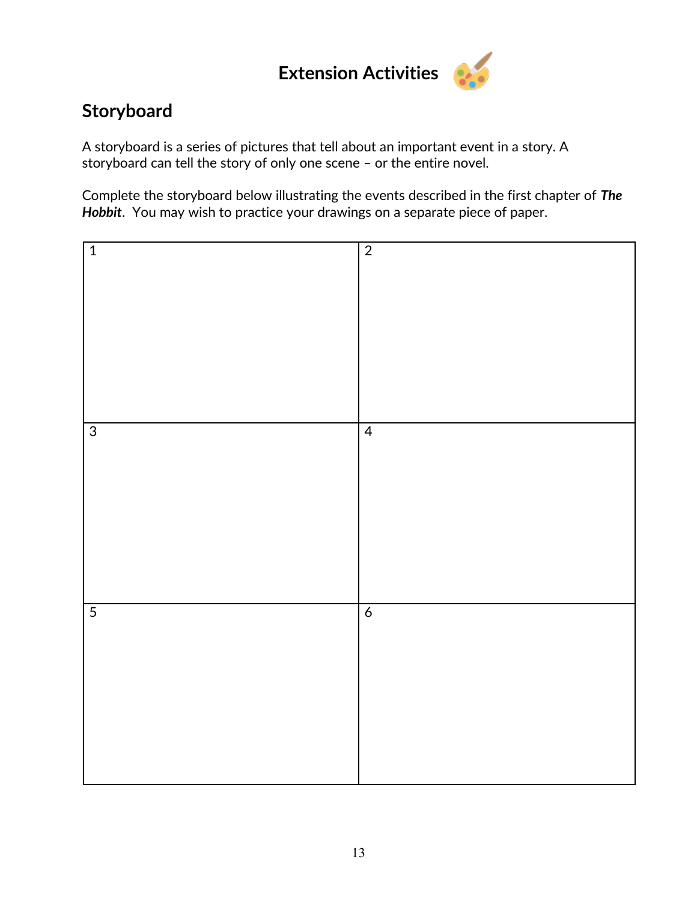# Extension Activities

## Storyboard

A storyboard is a series of pictures that tell about an important event in a story. A storyboard can tell the story of only one scene – or the entire novel.

Complete the storyboard below illustrating the events described in the first chapter of ***The Hobbit***. You may wish to practice your drawings on a separate piece of paper.

| | |
|---|---|
| 1 | 2 |
| 3 | 4 |
| 5 | 6 |